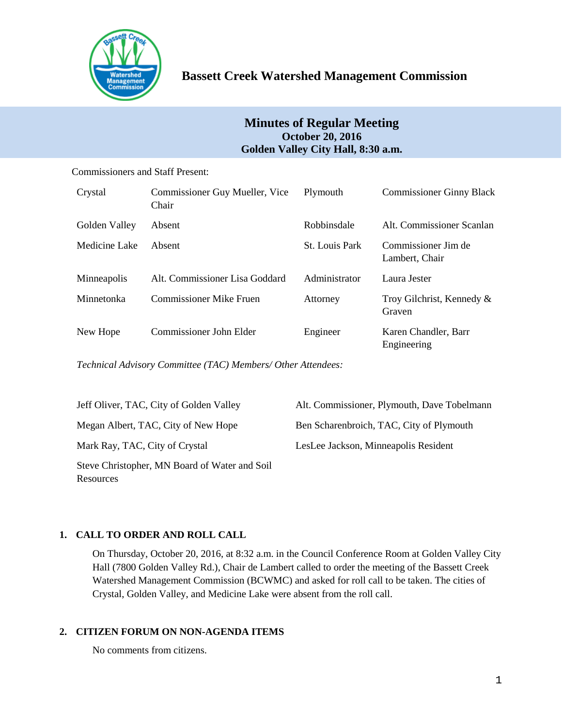# Bassett Creek Watershed Management Commission

## Minutes of Regular Meeting
**October 20, 2016**
**Golden Valley City Hall, 8:30 a.m.**

Commissioners and Staff Present:

| | | | |
|---|---|---|---|
| Crystal | Commissioner Guy Mueller, Vice Chair | Plymouth | Commissioner Ginny Black |
| Golden Valley | Absent | Robbinsdale | Alt. Commissioner Scanlan |
| Medicine Lake | Absent | St. Louis Park | Commissioner Jim de Lambert, Chair |
| Minneapolis | Alt. Commissioner Lisa Goddard | Administrator | Laura Jester |
| Minnetonka | Commissioner Mike Fruen | Attorney | Troy Gilchrist, Kennedy & Graven |
| New Hope | Commissioner John Elder | Engineer | Karen Chandler, Barr Engineering |

*Technical Advisory Committee (TAC) Members/ Other Attendees:*

| | |
|---|---|
| Jeff Oliver, TAC, City of Golden Valley | Alt. Commissioner, Plymouth, Dave Tobelmann |
| Megan Albert, TAC, City of New Hope | Ben Scharenbroich, TAC, City of Plymouth |
| Mark Ray, TAC, City of Crystal | LesLee Jackson, Minneapolis Resident |
| Steve Christopher, MN Board of Water and Soil Resources | |

### 1. CALL TO ORDER AND ROLL CALL

On Thursday, October 20, 2016, at 8:32 a.m. in the Council Conference Room at Golden Valley City Hall (7800 Golden Valley Rd.), Chair de Lambert called to order the meeting of the Bassett Creek Watershed Management Commission (BCWMC) and asked for roll call to be taken. The cities of Crystal, Golden Valley, and Medicine Lake were absent from the roll call.

### 2. CITIZEN FORUM ON NON-AGENDA ITEMS

No comments from citizens.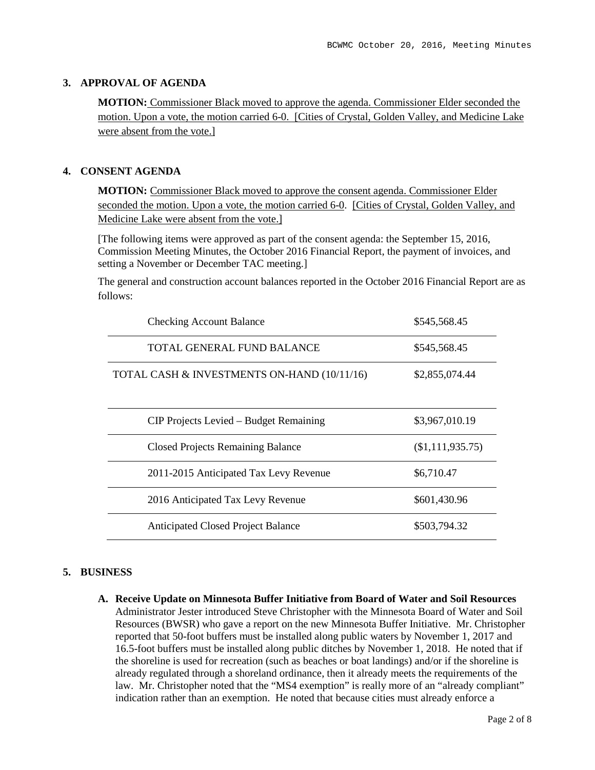## 3. APPROVAL OF AGENDA

**MOTION:** Commissioner Black moved to approve the agenda. Commissioner Elder seconded the motion. Upon a vote, the motion carried 6-0. [Cities of Crystal, Golden Valley, and Medicine Lake were absent from the vote.]

## 4. CONSENT AGENDA

**MOTION:** Commissioner Black moved to approve the consent agenda. Commissioner Elder seconded the motion. Upon a vote, the motion carried 6-0. [Cities of Crystal, Golden Valley, and Medicine Lake were absent from the vote.]

[The following items were approved as part of the consent agenda: the September 15, 2016, Commission Meeting Minutes, the October 2016 Financial Report, the payment of invoices, and setting a November or December TAC meeting.]

The general and construction account balances reported in the October 2016 Financial Report are as follows:

| | |
|---|---|
| Checking Account Balance | $545,568.45 |
| TOTAL GENERAL FUND BALANCE | $545,568.45 |
| TOTAL CASH & INVESTMENTS ON-HAND (10/11/16) | $2,855,074.44 |
| | |
| CIP Projects Levied – Budget Remaining | $3,967,010.19 |
| Closed Projects Remaining Balance | ($1,111,935.75) |
| 2011-2015 Anticipated Tax Levy Revenue | $6,710.47 |
| 2016 Anticipated Tax Levy Revenue | $601,430.96 |
| Anticipated Closed Project Balance | $503,794.32 |

## 5. BUSINESS

**A. Receive Update on Minnesota Buffer Initiative from Board of Water and Soil Resources**
Administrator Jester introduced Steve Christopher with the Minnesota Board of Water and Soil Resources (BWSR) who gave a report on the new Minnesota Buffer Initiative. Mr. Christopher reported that 50-foot buffers must be installed along public waters by November 1, 2017 and 16.5-foot buffers must be installed along public ditches by November 1, 2018. He noted that if the shoreline is used for recreation (such as beaches or boat landings) and/or if the shoreline is already regulated through a shoreland ordinance, then it already meets the requirements of the law. Mr. Christopher noted that the "MS4 exemption" is really more of an "already compliant" indication rather than an exemption. He noted that because cities must already enforce a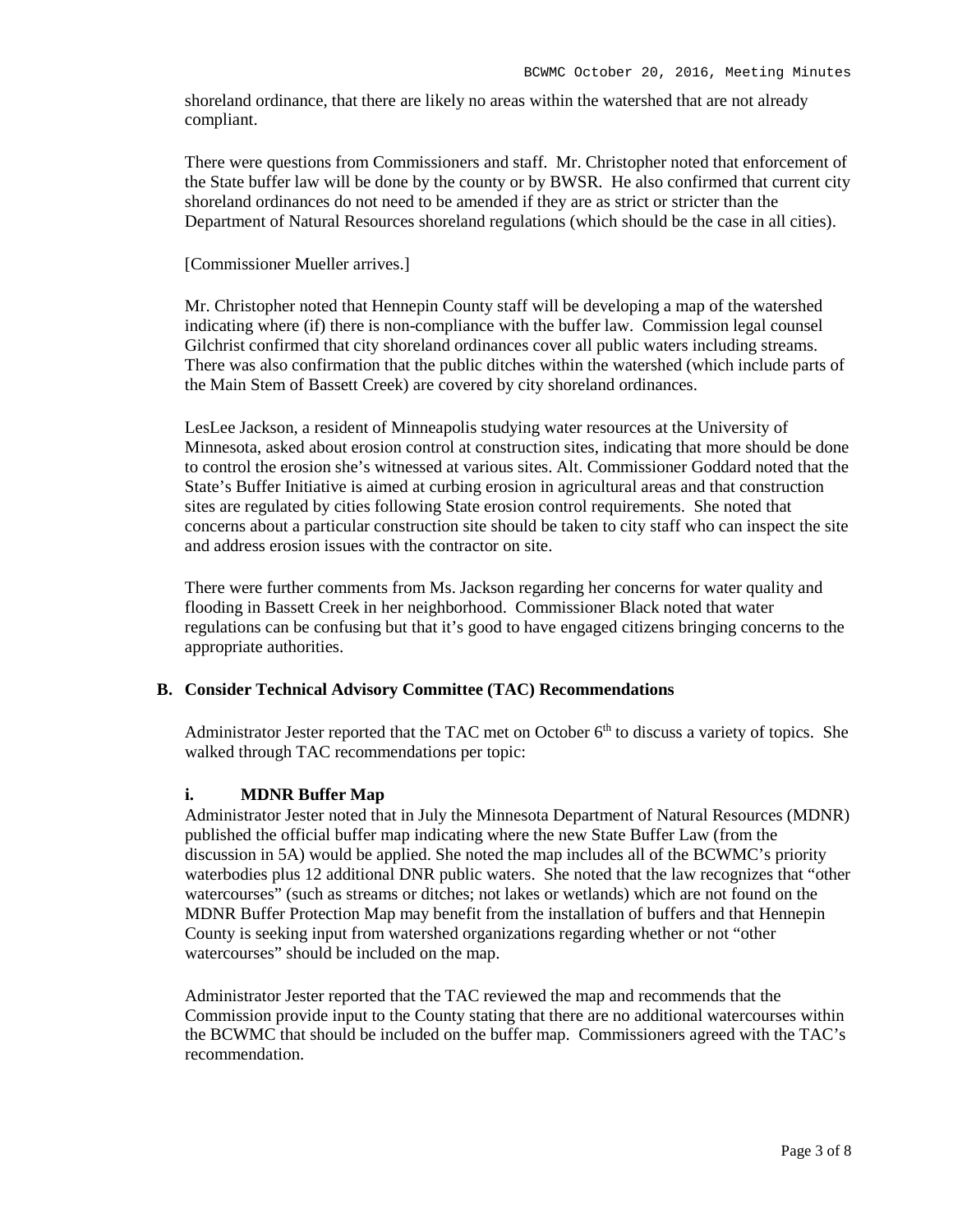shoreland ordinance, that there are likely no areas within the watershed that are not already compliant.

There were questions from Commissioners and staff. Mr. Christopher noted that enforcement of the State buffer law will be done by the county or by BWSR. He also confirmed that current city shoreland ordinances do not need to be amended if they are as strict or stricter than the Department of Natural Resources shoreland regulations (which should be the case in all cities).

[Commissioner Mueller arrives.]

Mr. Christopher noted that Hennepin County staff will be developing a map of the watershed indicating where (if) there is non-compliance with the buffer law. Commission legal counsel Gilchrist confirmed that city shoreland ordinances cover all public waters including streams. There was also confirmation that the public ditches within the watershed (which include parts of the Main Stem of Bassett Creek) are covered by city shoreland ordinances.

LesLee Jackson, a resident of Minneapolis studying water resources at the University of Minnesota, asked about erosion control at construction sites, indicating that more should be done to control the erosion she's witnessed at various sites. Alt. Commissioner Goddard noted that the State's Buffer Initiative is aimed at curbing erosion in agricultural areas and that construction sites are regulated by cities following State erosion control requirements. She noted that concerns about a particular construction site should be taken to city staff who can inspect the site and address erosion issues with the contractor on site.

There were further comments from Ms. Jackson regarding her concerns for water quality and flooding in Bassett Creek in her neighborhood. Commissioner Black noted that water regulations can be confusing but that it's good to have engaged citizens bringing concerns to the appropriate authorities.

### B. Consider Technical Advisory Committee (TAC) Recommendations

Administrator Jester reported that the TAC met on October 6th to discuss a variety of topics. She walked through TAC recommendations per topic:

#### i. MDNR Buffer Map

Administrator Jester noted that in July the Minnesota Department of Natural Resources (MDNR) published the official buffer map indicating where the new State Buffer Law (from the discussion in 5A) would be applied. She noted the map includes all of the BCWMC's priority waterbodies plus 12 additional DNR public waters. She noted that the law recognizes that "other watercourses" (such as streams or ditches; not lakes or wetlands) which are not found on the MDNR Buffer Protection Map may benefit from the installation of buffers and that Hennepin County is seeking input from watershed organizations regarding whether or not "other watercourses" should be included on the map.

Administrator Jester reported that the TAC reviewed the map and recommends that the Commission provide input to the County stating that there are no additional watercourses within the BCWMC that should be included on the buffer map. Commissioners agreed with the TAC's recommendation.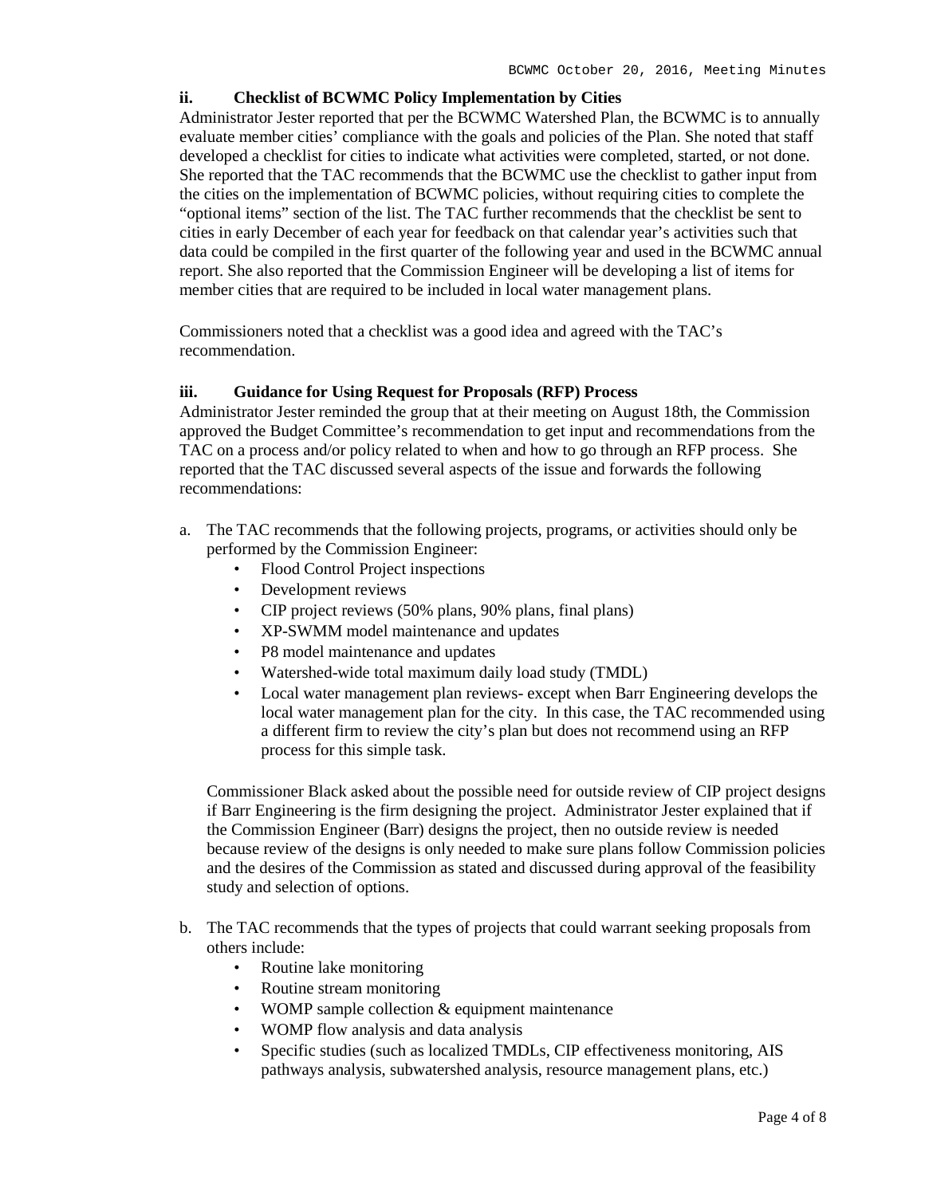### ii. Checklist of BCWMC Policy Implementation by Cities

Administrator Jester reported that per the BCWMC Watershed Plan, the BCWMC is to annually evaluate member cities' compliance with the goals and policies of the Plan. She noted that staff developed a checklist for cities to indicate what activities were completed, started, or not done. She reported that the TAC recommends that the BCWMC use the checklist to gather input from the cities on the implementation of BCWMC policies, without requiring cities to complete the "optional items" section of the list. The TAC further recommends that the checklist be sent to cities in early December of each year for feedback on that calendar year's activities such that data could be compiled in the first quarter of the following year and used in the BCWMC annual report. She also reported that the Commission Engineer will be developing a list of items for member cities that are required to be included in local water management plans.

Commissioners noted that a checklist was a good idea and agreed with the TAC's recommendation.

### iii. Guidance for Using Request for Proposals (RFP) Process

Administrator Jester reminded the group that at their meeting on August 18th, the Commission approved the Budget Committee's recommendation to get input and recommendations from the TAC on a process and/or policy related to when and how to go through an RFP process. She reported that the TAC discussed several aspects of the issue and forwards the following recommendations:

a. The TAC recommends that the following projects, programs, or activities should only be performed by the Commission Engineer:
   - Flood Control Project inspections
   - Development reviews
   - CIP project reviews (50% plans, 90% plans, final plans)
   - XP-SWMM model maintenance and updates
   - P8 model maintenance and updates
   - Watershed-wide total maximum daily load study (TMDL)
   - Local water management plan reviews- except when Barr Engineering develops the local water management plan for the city. In this case, the TAC recommended using a different firm to review the city's plan but does not recommend using an RFP process for this simple task.

   Commissioner Black asked about the possible need for outside review of CIP project designs if Barr Engineering is the firm designing the project. Administrator Jester explained that if the Commission Engineer (Barr) designs the project, then no outside review is needed because review of the designs is only needed to make sure plans follow Commission policies and the desires of the Commission as stated and discussed during approval of the feasibility study and selection of options.

b. The TAC recommends that the types of projects that could warrant seeking proposals from others include:
   - Routine lake monitoring
   - Routine stream monitoring
   - WOMP sample collection & equipment maintenance
   - WOMP flow analysis and data analysis
   - Specific studies (such as localized TMDLs, CIP effectiveness monitoring, AIS pathways analysis, subwatershed analysis, resource management plans, etc.)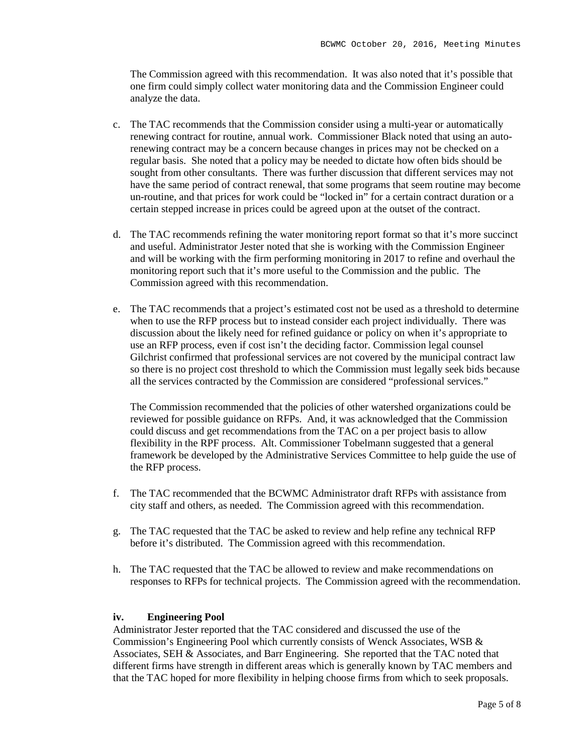The Commission agreed with this recommendation. It was also noted that it's possible that one firm could simply collect water monitoring data and the Commission Engineer could analyze the data.

c. The TAC recommends that the Commission consider using a multi-year or automatically renewing contract for routine, annual work. Commissioner Black noted that using an auto-renewing contract may be a concern because changes in prices may not be checked on a regular basis. She noted that a policy may be needed to dictate how often bids should be sought from other consultants. There was further discussion that different services may not have the same period of contract renewal, that some programs that seem routine may become un-routine, and that prices for work could be "locked in" for a certain contract duration or a certain stepped increase in prices could be agreed upon at the outset of the contract.

d. The TAC recommends refining the water monitoring report format so that it's more succinct and useful. Administrator Jester noted that she is working with the Commission Engineer and will be working with the firm performing monitoring in 2017 to refine and overhaul the monitoring report such that it's more useful to the Commission and the public. The Commission agreed with this recommendation.

e. The TAC recommends that a project's estimated cost not be used as a threshold to determine when to use the RFP process but to instead consider each project individually. There was discussion about the likely need for refined guidance or policy on when it's appropriate to use an RFP process, even if cost isn't the deciding factor. Commission legal counsel Gilchrist confirmed that professional services are not covered by the municipal contract law so there is no project cost threshold to which the Commission must legally seek bids because all the services contracted by the Commission are considered "professional services."

   The Commission recommended that the policies of other watershed organizations could be reviewed for possible guidance on RFPs. And, it was acknowledged that the Commission could discuss and get recommendations from the TAC on a per project basis to allow flexibility in the RPF process. Alt. Commissioner Tobelmann suggested that a general framework be developed by the Administrative Services Committee to help guide the use of the RFP process.

f. The TAC recommended that the BCWMC Administrator draft RFPs with assistance from city staff and others, as needed. The Commission agreed with this recommendation.

g. The TAC requested that the TAC be asked to review and help refine any technical RFP before it's distributed. The Commission agreed with this recommendation.

h. The TAC requested that the TAC be allowed to review and make recommendations on responses to RFPs for technical projects. The Commission agreed with the recommendation.

**iv. Engineering Pool**

Administrator Jester reported that the TAC considered and discussed the use of the Commission's Engineering Pool which currently consists of Wenck Associates, WSB & Associates, SEH & Associates, and Barr Engineering. She reported that the TAC noted that different firms have strength in different areas which is generally known by TAC members and that the TAC hoped for more flexibility in helping choose firms from which to seek proposals.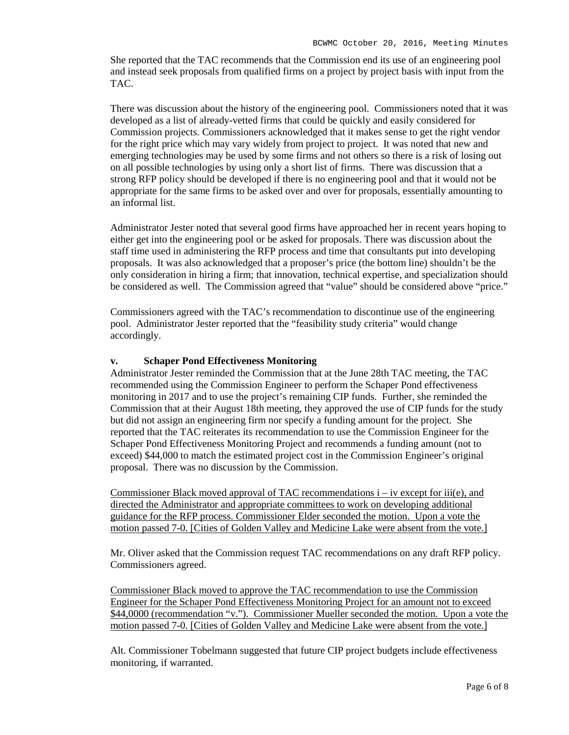She reported that the TAC recommends that the Commission end its use of an engineering pool and instead seek proposals from qualified firms on a project by project basis with input from the TAC.

There was discussion about the history of the engineering pool. Commissioners noted that it was developed as a list of already-vetted firms that could be quickly and easily considered for Commission projects. Commissioners acknowledged that it makes sense to get the right vendor for the right price which may vary widely from project to project. It was noted that new and emerging technologies may be used by some firms and not others so there is a risk of losing out on all possible technologies by using only a short list of firms. There was discussion that a strong RFP policy should be developed if there is no engineering pool and that it would not be appropriate for the same firms to be asked over and over for proposals, essentially amounting to an informal list.

Administrator Jester noted that several good firms have approached her in recent years hoping to either get into the engineering pool or be asked for proposals. There was discussion about the staff time used in administering the RFP process and time that consultants put into developing proposals. It was also acknowledged that a proposer's price (the bottom line) shouldn't be the only consideration in hiring a firm; that innovation, technical expertise, and specialization should be considered as well. The Commission agreed that "value" should be considered above "price."

Commissioners agreed with the TAC's recommendation to discontinue use of the engineering pool. Administrator Jester reported that the "feasibility study criteria" would change accordingly.

**v. Schaper Pond Effectiveness Monitoring**

Administrator Jester reminded the Commission that at the June 28th TAC meeting, the TAC recommended using the Commission Engineer to perform the Schaper Pond effectiveness monitoring in 2017 and to use the project's remaining CIP funds. Further, she reminded the Commission that at their August 18th meeting, they approved the use of CIP funds for the study but did not assign an engineering firm nor specify a funding amount for the project. She reported that the TAC reiterates its recommendation to use the Commission Engineer for the Schaper Pond Effectiveness Monitoring Project and recommends a funding amount (not to exceed) $44,000 to match the estimated project cost in the Commission Engineer's original proposal. There was no discussion by the Commission.

Commissioner Black moved approval of TAC recommendations i – iv except for iii(e), and directed the Administrator and appropriate committees to work on developing additional guidance for the RFP process. Commissioner Elder seconded the motion. Upon a vote the motion passed 7-0. [Cities of Golden Valley and Medicine Lake were absent from the vote.]

Mr. Oliver asked that the Commission request TAC recommendations on any draft RFP policy. Commissioners agreed.

Commissioner Black moved to approve the TAC recommendation to use the Commission Engineer for the Schaper Pond Effectiveness Monitoring Project for an amount not to exceed $44,0000 (recommendation "v."). Commissioner Mueller seconded the motion. Upon a vote the motion passed 7-0. [Cities of Golden Valley and Medicine Lake were absent from the vote.]

Alt. Commissioner Tobelmann suggested that future CIP project budgets include effectiveness monitoring, if warranted.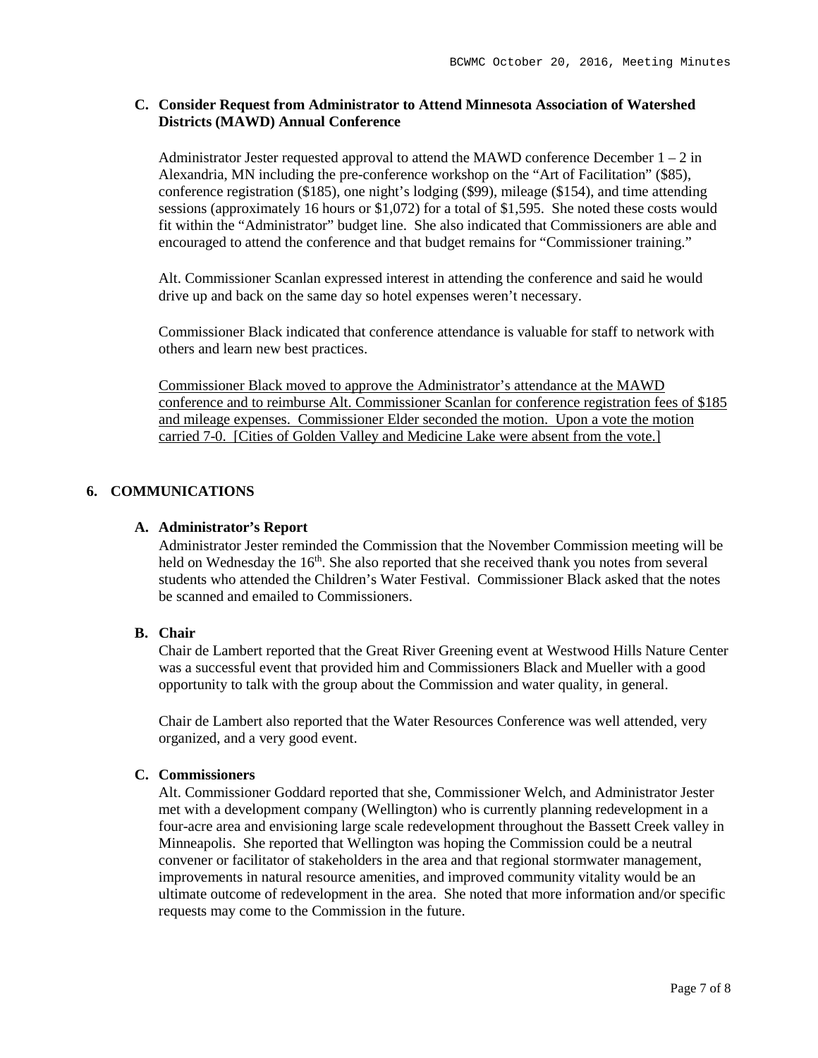### C. Consider Request from Administrator to Attend Minnesota Association of Watershed Districts (MAWD) Annual Conference

Administrator Jester requested approval to attend the MAWD conference December 1 – 2 in Alexandria, MN including the pre-conference workshop on the "Art of Facilitation" ($85), conference registration ($185), one night's lodging ($99), mileage ($154), and time attending sessions (approximately 16 hours or $1,072) for a total of $1,595. She noted these costs would fit within the "Administrator" budget line. She also indicated that Commissioners are able and encouraged to attend the conference and that budget remains for "Commissioner training."

Alt. Commissioner Scanlan expressed interest in attending the conference and said he would drive up and back on the same day so hotel expenses weren't necessary.

Commissioner Black indicated that conference attendance is valuable for staff to network with others and learn new best practices.

<u>Commissioner Black moved to approve the Administrator's attendance at the MAWD conference and to reimburse Alt. Commissioner Scanlan for conference registration fees of $185 and mileage expenses. Commissioner Elder seconded the motion. Upon a vote the motion carried 7-0. [Cities of Golden Valley and Medicine Lake were absent from the vote.]</u>

## 6. COMMUNICATIONS

### A. Administrator's Report

Administrator Jester reminded the Commission that the November Commission meeting will be held on Wednesday the 16th. She also reported that she received thank you notes from several students who attended the Children's Water Festival. Commissioner Black asked that the notes be scanned and emailed to Commissioners.

### B. Chair

Chair de Lambert reported that the Great River Greening event at Westwood Hills Nature Center was a successful event that provided him and Commissioners Black and Mueller with a good opportunity to talk with the group about the Commission and water quality, in general.

Chair de Lambert also reported that the Water Resources Conference was well attended, very organized, and a very good event.

### C. Commissioners

Alt. Commissioner Goddard reported that she, Commissioner Welch, and Administrator Jester met with a development company (Wellington) who is currently planning redevelopment in a four-acre area and envisioning large scale redevelopment throughout the Bassett Creek valley in Minneapolis. She reported that Wellington was hoping the Commission could be a neutral convener or facilitator of stakeholders in the area and that regional stormwater management, improvements in natural resource amenities, and improved community vitality would be an ultimate outcome of redevelopment in the area. She noted that more information and/or specific requests may come to the Commission in the future.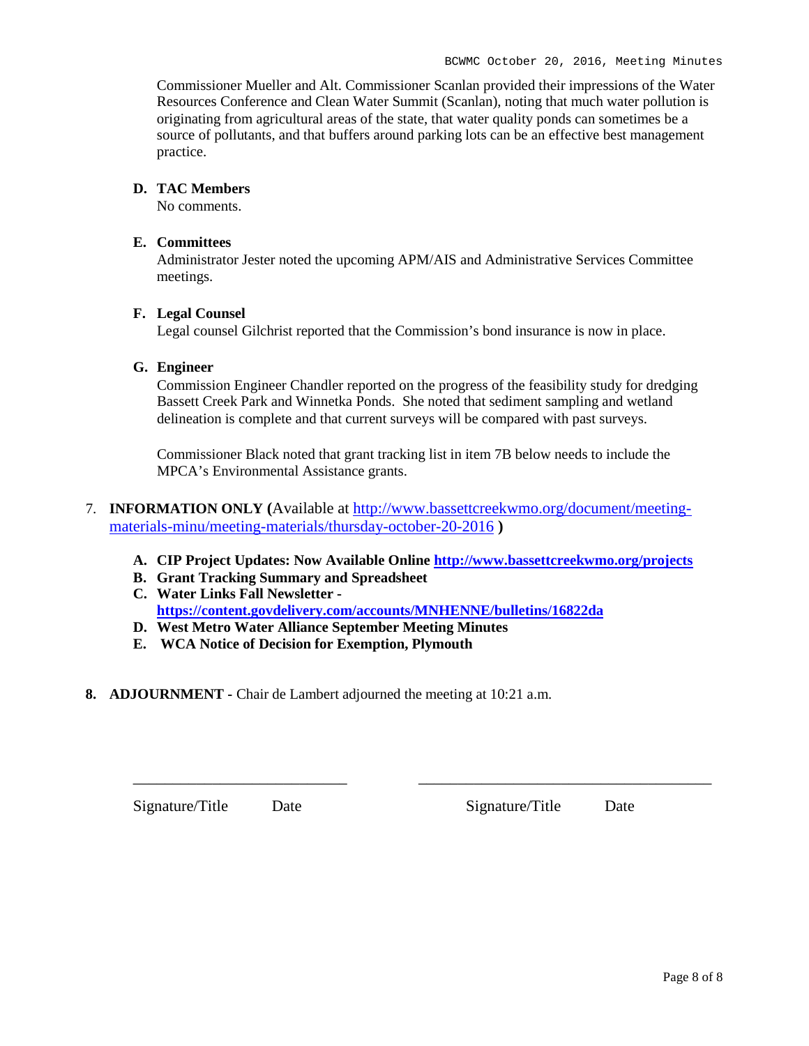Commissioner Mueller and Alt. Commissioner Scanlan provided their impressions of the Water Resources Conference and Clean Water Summit (Scanlan), noting that much water pollution is originating from agricultural areas of the state, that water quality ponds can sometimes be a source of pollutants, and that buffers around parking lots can be an effective best management practice.

**D. TAC Members**

No comments.

**E. Committees**

Administrator Jester noted the upcoming APM/AIS and Administrative Services Committee meetings.

**F. Legal Counsel**

Legal counsel Gilchrist reported that the Commission's bond insurance is now in place.

**G. Engineer**

Commission Engineer Chandler reported on the progress of the feasibility study for dredging Bassett Creek Park and Winnetka Ponds. She noted that sediment sampling and wetland delineation is complete and that current surveys will be compared with past surveys.

Commissioner Black noted that grant tracking list in item 7B below needs to include the MPCA's Environmental Assistance grants.

7. **INFORMATION ONLY (**Available at [http://www.bassettcreekwmo.org/document/meeting-materials-minu/meeting-materials/thursday-october-20-2016](http://www.bassettcreekwmo.org/document/meeting-materials-minu/meeting-materials/thursday-october-20-2016) **)**

   - **A. CIP Project Updates: Now Available Online [http://www.bassettcreekwmo.org/projects](http://www.bassettcreekwmo.org/projects)**
   - **B. Grant Tracking Summary and Spreadsheet**
   - **C. Water Links Fall Newsletter - [https://content.govdelivery.com/accounts/MNHENNE/bulletins/16822da](https://content.govdelivery.com/accounts/MNHENNE/bulletins/16822da)**
   - **D. West Metro Water Alliance September Meeting Minutes**
   - **E. WCA Notice of Decision for Exemption, Plymouth**

8. **ADJOURNMENT -** Chair de Lambert adjourned the meeting at 10:21 a.m.

\_\_\_\_\_\_\_\_\_\_\_\_\_\_\_\_\_\_\_\_\_\_\_\_\_\_\_\_ \_\_\_\_\_\_\_\_\_\_\_\_\_\_\_\_\_\_\_\_\_\_\_\_\_\_\_\_\_\_\_\_\_\_\_\_\_\_

Signature/Title Date Signature/Title Date